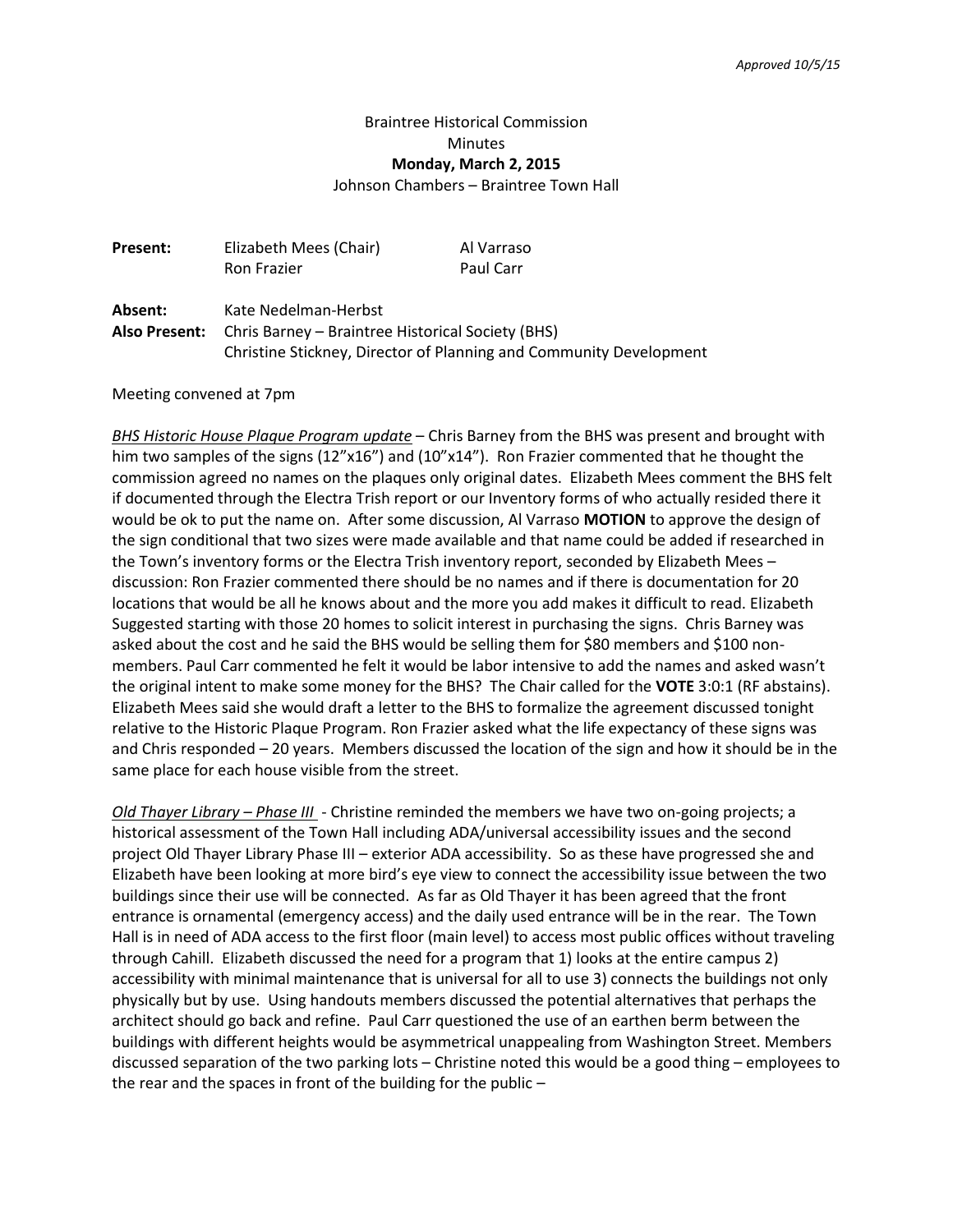*Approved 10/5/15*

Braintree Historical Commission
Minutes
**Monday, March 2, 2015**
Johnson Chambers – Braintree Town Hall

| | | |
|---|---|---|
| **Present:** | Elizabeth Mees (Chair) | Al Varraso |
| | Ron Frazier | Paul Carr |

**Absent:** Kate Nedelman-Herbst
**Also Present:** Chris Barney – Braintree Historical Society (BHS)
Christine Stickney, Director of Planning and Community Development

Meeting convened at 7pm

*BHS Historic House Plaque Program update* – Chris Barney from the BHS was present and brought with him two samples of the signs (12"x16") and (10"x14"). Ron Frazier commented that he thought the commission agreed no names on the plaques only original dates. Elizabeth Mees comment the BHS felt if documented through the Electra Trish report or our Inventory forms of who actually resided there it would be ok to put the name on. After some discussion, Al Varraso **MOTION** to approve the design of the sign conditional that two sizes were made available and that name could be added if researched in the Town's inventory forms or the Electra Trish inventory report, seconded by Elizabeth Mees – discussion: Ron Frazier commented there should be no names and if there is documentation for 20 locations that would be all he knows about and the more you add makes it difficult to read. Elizabeth Suggested starting with those 20 homes to solicit interest in purchasing the signs. Chris Barney was asked about the cost and he said the BHS would be selling them for $80 members and $100 non-members. Paul Carr commented he felt it would be labor intensive to add the names and asked wasn't the original intent to make some money for the BHS? The Chair called for the **VOTE** 3:0:1 (RF abstains). Elizabeth Mees said she would draft a letter to the BHS to formalize the agreement discussed tonight relative to the Historic Plaque Program. Ron Frazier asked what the life expectancy of these signs was and Chris responded – 20 years. Members discussed the location of the sign and how it should be in the same place for each house visible from the street.

*Old Thayer Library – Phase III* - Christine reminded the members we have two on-going projects; a historical assessment of the Town Hall including ADA/universal accessibility issues and the second project Old Thayer Library Phase III – exterior ADA accessibility. So as these have progressed she and Elizabeth have been looking at more bird's eye view to connect the accessibility issue between the two buildings since their use will be connected. As far as Old Thayer it has been agreed that the front entrance is ornamental (emergency access) and the daily used entrance will be in the rear. The Town Hall is in need of ADA access to the first floor (main level) to access most public offices without traveling through Cahill. Elizabeth discussed the need for a program that 1) looks at the entire campus 2) accessibility with minimal maintenance that is universal for all to use 3) connects the buildings not only physically but by use. Using handouts members discussed the potential alternatives that perhaps the architect should go back and refine. Paul Carr questioned the use of an earthen berm between the buildings with different heights would be asymmetrical unappealing from Washington Street. Members discussed separation of the two parking lots – Christine noted this would be a good thing – employees to the rear and the spaces in front of the building for the public –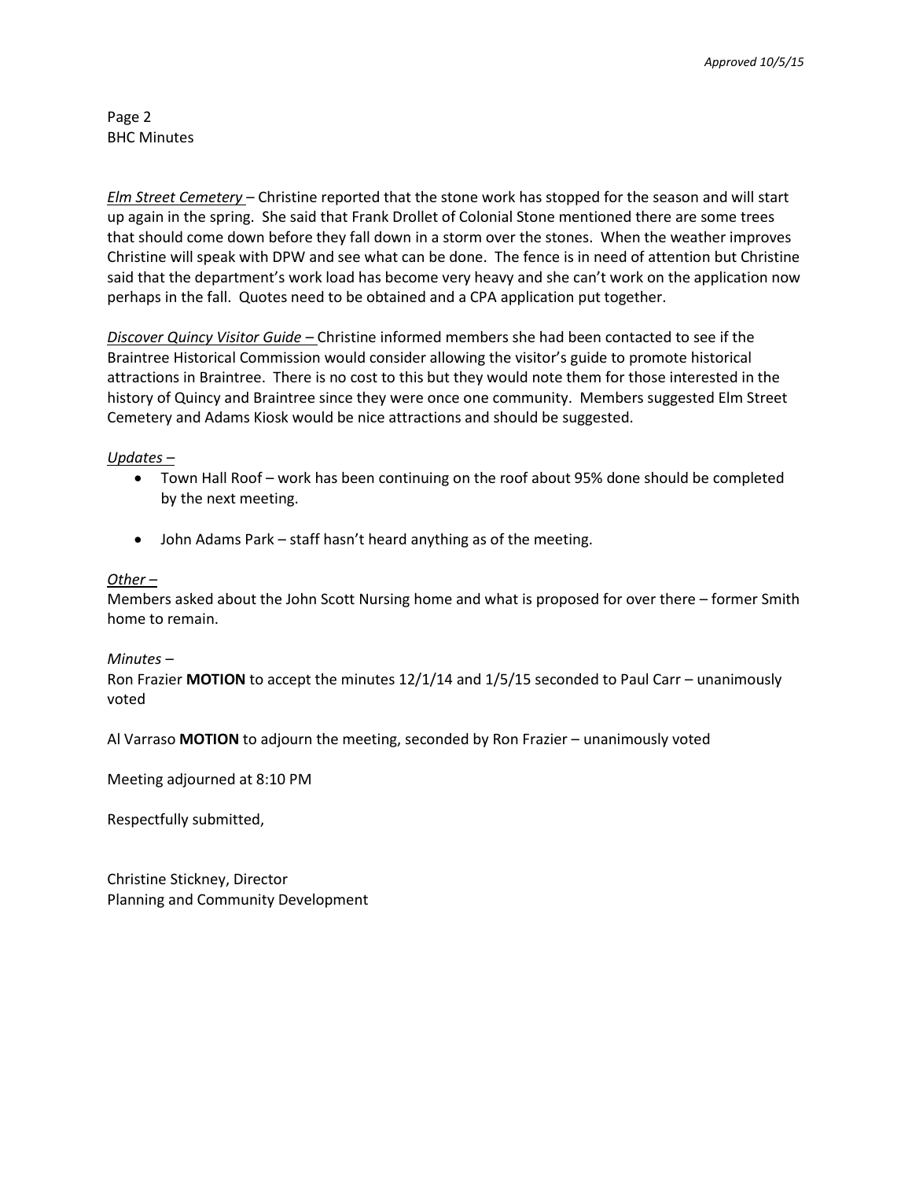*Approved 10/5/15*

Page 2
BHC Minutes

*Elm Street Cemetery* – Christine reported that the stone work has stopped for the season and will start up again in the spring. She said that Frank Drollet of Colonial Stone mentioned there are some trees that should come down before they fall down in a storm over the stones. When the weather improves Christine will speak with DPW and see what can be done. The fence is in need of attention but Christine said that the department's work load has become very heavy and she can't work on the application now perhaps in the fall. Quotes need to be obtained and a CPA application put together.

*Discover Quincy Visitor Guide* – Christine informed members she had been contacted to see if the Braintree Historical Commission would consider allowing the visitor's guide to promote historical attractions in Braintree. There is no cost to this but they would note them for those interested in the history of Quincy and Braintree since they were once one community. Members suggested Elm Street Cemetery and Adams Kiosk would be nice attractions and should be suggested.

*Updates* –

- Town Hall Roof – work has been continuing on the roof about 95% done should be completed by the next meeting.
- John Adams Park – staff hasn't heard anything as of the meeting.

*Other* –
Members asked about the John Scott Nursing home and what is proposed for over there – former Smith home to remain.

*Minutes* –
Ron Frazier **MOTION** to accept the minutes 12/1/14 and 1/5/15 seconded to Paul Carr – unanimously voted

Al Varraso **MOTION** to adjourn the meeting, seconded by Ron Frazier – unanimously voted

Meeting adjourned at 8:10 PM

Respectfully submitted,

Christine Stickney, Director
Planning and Community Development